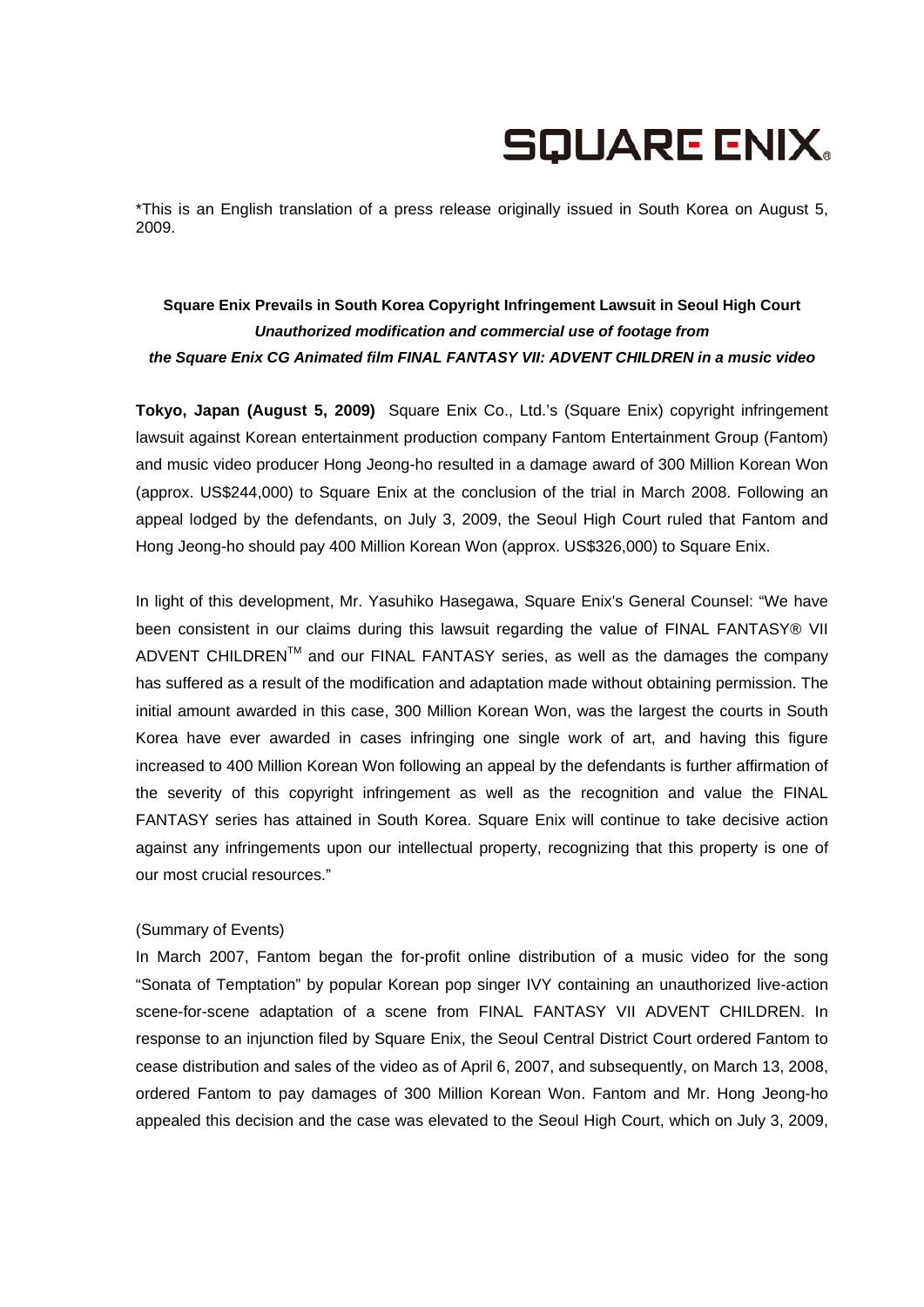SQUARE ENIX

*This is an English translation of a press release originally issued in South Korea on August 5, 2009.

**Square Enix Prevails in South Korea Copyright Infringement Lawsuit in Seoul High Court**
***Unauthorized modification and commercial use of footage from***
***the Square Enix CG Animated film FINAL FANTASY VII: ADVENT CHILDREN in a music video***

**Tokyo, Japan (August 5, 2009)** Square Enix Co., Ltd.'s (Square Enix) copyright infringement lawsuit against Korean entertainment production company Fantom Entertainment Group (Fantom) and music video producer Hong Jeong-ho resulted in a damage award of 300 Million Korean Won (approx. US$244,000) to Square Enix at the conclusion of the trial in March 2008. Following an appeal lodged by the defendants, on July 3, 2009, the Seoul High Court ruled that Fantom and Hong Jeong-ho should pay 400 Million Korean Won (approx. US$326,000) to Square Enix.

In light of this development, Mr. Yasuhiko Hasegawa, Square Enix's General Counsel: "We have been consistent in our claims during this lawsuit regarding the value of FINAL FANTASY® VII ADVENT CHILDREN™ and our FINAL FANTASY series, as well as the damages the company has suffered as a result of the modification and adaptation made without obtaining permission. The initial amount awarded in this case, 300 Million Korean Won, was the largest the courts in South Korea have ever awarded in cases infringing one single work of art, and having this figure increased to 400 Million Korean Won following an appeal by the defendants is further affirmation of the severity of this copyright infringement as well as the recognition and value the FINAL FANTASY series has attained in South Korea. Square Enix will continue to take decisive action against any infringements upon our intellectual property, recognizing that this property is one of our most crucial resources."

(Summary of Events)
In March 2007, Fantom began the for-profit online distribution of a music video for the song "Sonata of Temptation" by popular Korean pop singer IVY containing an unauthorized live-action scene-for-scene adaptation of a scene from FINAL FANTASY VII ADVENT CHILDREN. In response to an injunction filed by Square Enix, the Seoul Central District Court ordered Fantom to cease distribution and sales of the video as of April 6, 2007, and subsequently, on March 13, 2008, ordered Fantom to pay damages of 300 Million Korean Won. Fantom and Mr. Hong Jeong-ho appealed this decision and the case was elevated to the Seoul High Court, which on July 3, 2009,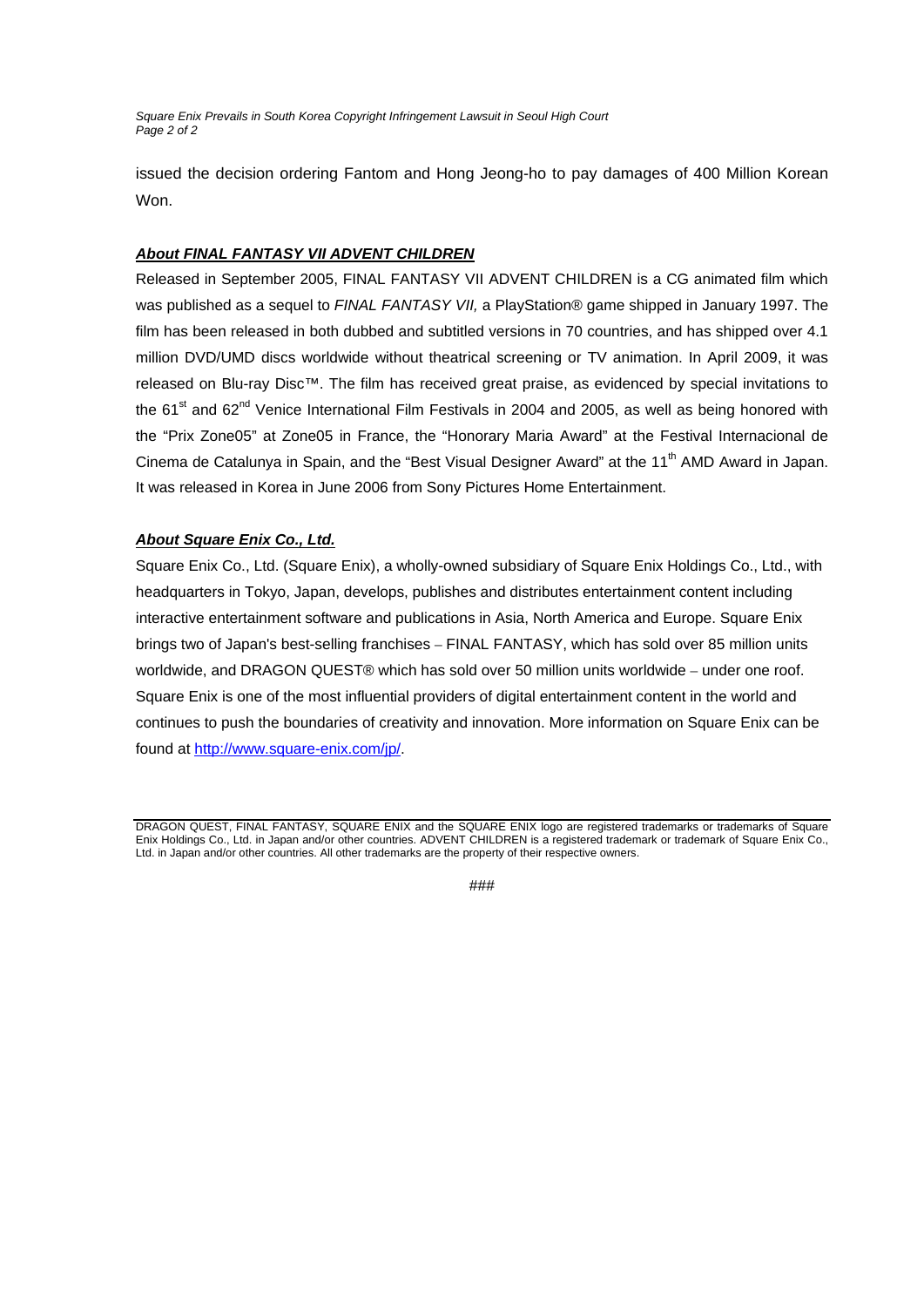issued the decision ordering Fantom and Hong Jeong-ho to pay damages of 400 Million Korean Won.

### ***About FINAL FANTASY VII ADVENT CHILDREN***

Released in September 2005, FINAL FANTASY VII ADVENT CHILDREN is a CG animated film which was published as a sequel to *FINAL FANTASY VII,* a PlayStation® game shipped in January 1997. The film has been released in both dubbed and subtitled versions in 70 countries, and has shipped over 4.1 million DVD/UMD discs worldwide without theatrical screening or TV animation. In April 2009, it was released on Blu-ray Disc™. The film has received great praise, as evidenced by special invitations to the 61st and 62nd Venice International Film Festivals in 2004 and 2005, as well as being honored with the "Prix Zone05" at Zone05 in France, the "Honorary Maria Award" at the Festival Internacional de Cinema de Catalunya in Spain, and the "Best Visual Designer Award" at the 11th AMD Award in Japan. It was released in Korea in June 2006 from Sony Pictures Home Entertainment.

### ***About Square Enix Co., Ltd.***

Square Enix Co., Ltd. (Square Enix), a wholly-owned subsidiary of Square Enix Holdings Co., Ltd., with headquarters in Tokyo, Japan, develops, publishes and distributes entertainment content including interactive entertainment software and publications in Asia, North America and Europe. Square Enix brings two of Japan's best-selling franchises – FINAL FANTASY, which has sold over 85 million units worldwide, and DRAGON QUEST® which has sold over 50 million units worldwide – under one roof. Square Enix is one of the most influential providers of digital entertainment content in the world and continues to push the boundaries of creativity and innovation. More information on Square Enix can be found at http://www.square-enix.com/jp/.

---

DRAGON QUEST, FINAL FANTASY, SQUARE ENIX and the SQUARE ENIX logo are registered trademarks or trademarks of Square Enix Holdings Co., Ltd. in Japan and/or other countries. ADVENT CHILDREN is a registered trademark or trademark of Square Enix Co., Ltd. in Japan and/or other countries. All other trademarks are the property of their respective owners.

###